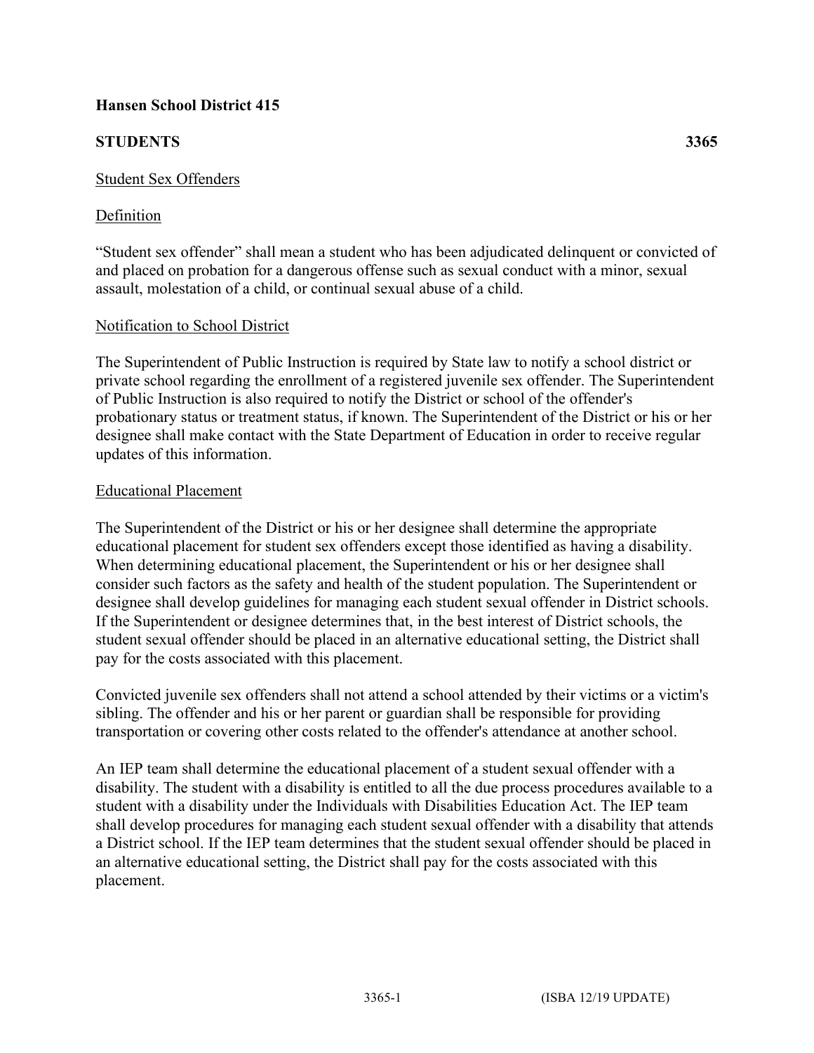**Hansen School District 415**

**STUDENTS 3365**

Student Sex Offenders

Definition

"Student sex offender" shall mean a student who has been adjudicated delinquent or convicted of and placed on probation for a dangerous offense such as sexual conduct with a minor, sexual assault, molestation of a child, or continual sexual abuse of a child.

Notification to School District

The Superintendent of Public Instruction is required by State law to notify a school district or private school regarding the enrollment of a registered juvenile sex offender. The Superintendent of Public Instruction is also required to notify the District or school of the offender's probationary status or treatment status, if known. The Superintendent of the District or his or her designee shall make contact with the State Department of Education in order to receive regular updates of this information.

Educational Placement

The Superintendent of the District or his or her designee shall determine the appropriate educational placement for student sex offenders except those identified as having a disability. When determining educational placement, the Superintendent or his or her designee shall consider such factors as the safety and health of the student population. The Superintendent or designee shall develop guidelines for managing each student sexual offender in District schools. If the Superintendent or designee determines that, in the best interest of District schools, the student sexual offender should be placed in an alternative educational setting, the District shall pay for the costs associated with this placement.

Convicted juvenile sex offenders shall not attend a school attended by their victims or a victim's sibling. The offender and his or her parent or guardian shall be responsible for providing transportation or covering other costs related to the offender's attendance at another school.

An IEP team shall determine the educational placement of a student sexual offender with a disability. The student with a disability is entitled to all the due process procedures available to a student with a disability under the Individuals with Disabilities Education Act. The IEP team shall develop procedures for managing each student sexual offender with a disability that attends a District school. If the IEP team determines that the student sexual offender should be placed in an alternative educational setting, the District shall pay for the costs associated with this placement.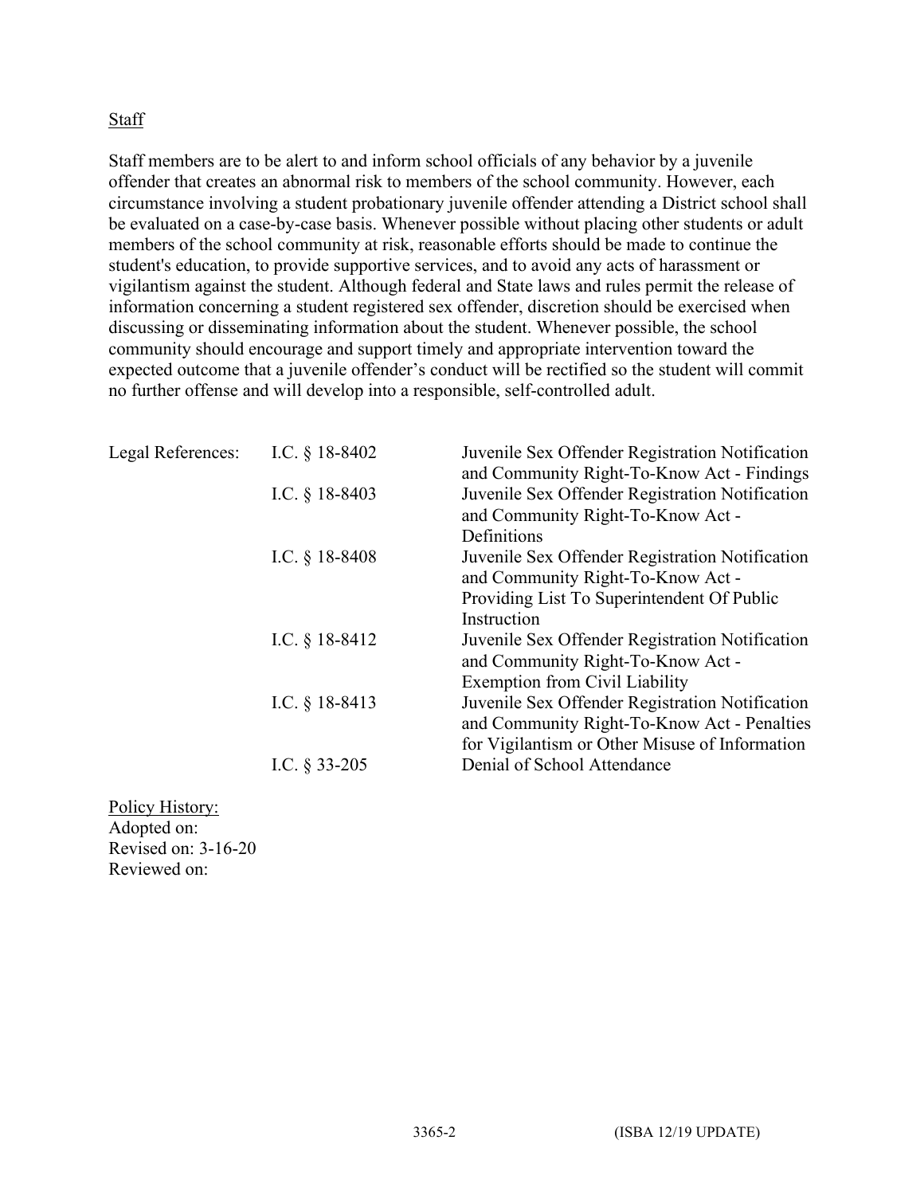Staff

Staff members are to be alert to and inform school officials of any behavior by a juvenile offender that creates an abnormal risk to members of the school community. However, each circumstance involving a student probationary juvenile offender attending a District school shall be evaluated on a case-by-case basis. Whenever possible without placing other students or adult members of the school community at risk, reasonable efforts should be made to continue the student's education, to provide supportive services, and to avoid any acts of harassment or vigilantism against the student. Although federal and State laws and rules permit the release of information concerning a student registered sex offender, discretion should be exercised when discussing or disseminating information about the student. Whenever possible, the school community should encourage and support timely and appropriate intervention toward the expected outcome that a juvenile offender's conduct will be rectified so the student will commit no further offense and will develop into a responsible, self-controlled adult.

| | | |
|---|---|---|
| Legal References: | I.C. § 18-8402 | Juvenile Sex Offender Registration Notification and Community Right-To-Know Act - Findings |
| | I.C. § 18-8403 | Juvenile Sex Offender Registration Notification and Community Right-To-Know Act - Definitions |
| | I.C. § 18-8408 | Juvenile Sex Offender Registration Notification and Community Right-To-Know Act - Providing List To Superintendent Of Public Instruction |
| | I.C. § 18-8412 | Juvenile Sex Offender Registration Notification and Community Right-To-Know Act - Exemption from Civil Liability |
| | I.C. § 18-8413 | Juvenile Sex Offender Registration Notification and Community Right-To-Know Act - Penalties for Vigilantism or Other Misuse of Information |
| | I.C. § 33-205 | Denial of School Attendance |

Policy History:
Adopted on:
Revised on: 3-16-20
Reviewed on:

3365-2 (ISBA 12/19 UPDATE)